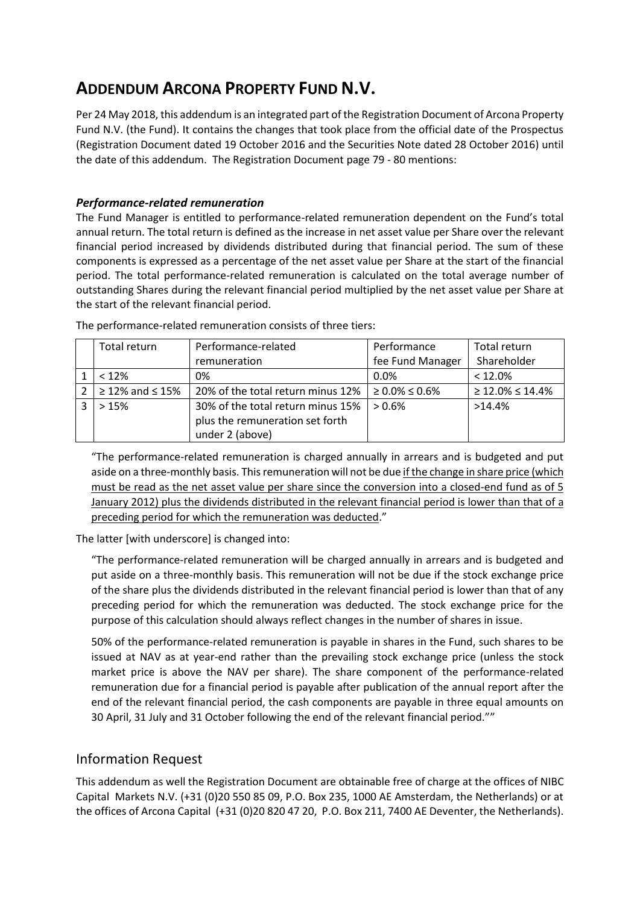# ADDENDUM ARCONA PROPERTY FUND N.V.

Per 24 May 2018, this addendum is an integrated part of the Registration Document of Arcona Property Fund N.V. (the Fund). It contains the changes that took place from the official date of the Prospectus (Registration Document dated 19 October 2016 and the Securities Note dated 28 October 2016) until the date of this addendum. The Registration Document page 79 - 80 mentions:

### *Performance-related remuneration*

The Fund Manager is entitled to performance-related remuneration dependent on the Fund's total annual return. The total return is defined as the increase in net asset value per Share over the relevant financial period increased by dividends distributed during that financial period. The sum of these components is expressed as a percentage of the net asset value per Share at the start of the financial period. The total performance-related remuneration is calculated on the total average number of outstanding Shares during the relevant financial period multiplied by the net asset value per Share at the start of the relevant financial period.

The performance-related remuneration consists of three tiers:

| | Total return | Performance-related remuneration | Performance fee Fund Manager | Total return Shareholder |
|---|---|---|---|---|
| 1 | < 12% | 0% | 0.0% | < 12.0% |
| 2 | ≥ 12% and ≤ 15% | 20% of the total return minus 12% | ≥ 0.0% ≤ 0.6% | ≥ 12.0% ≤ 14.4% |
| 3 | > 15% | 30% of the total return minus 15% plus the remuneration set forth under 2 (above) | > 0.6% | >14.4% |

> "The performance-related remuneration is charged annually in arrears and is budgeted and put aside on a three-monthly basis. This remuneration will not be due <u>if the change in share price (which must be read as the net asset value per share since the conversion into a closed-end fund as of 5 January 2012) plus the dividends distributed in the relevant financial period is lower than that of a preceding period for which the remuneration was deducted</u>."

The latter [with underscore] is changed into:

> "The performance-related remuneration will be charged annually in arrears and is budgeted and put aside on a three-monthly basis. This remuneration will not be due if the stock exchange price of the share plus the dividends distributed in the relevant financial period is lower than that of any preceding period for which the remuneration was deducted. The stock exchange price for the purpose of this calculation should always reflect changes in the number of shares in issue.
>
> 50% of the performance-related remuneration is payable in shares in the Fund, such shares to be issued at NAV as at year-end rather than the prevailing stock exchange price (unless the stock market price is above the NAV per share). The share component of the performance-related remuneration due for a financial period is payable after publication of the annual report after the end of the relevant financial period, the cash components are payable in three equal amounts on 30 April, 31 July and 31 October following the end of the relevant financial period.""

## Information Request

This addendum as well the Registration Document are obtainable free of charge at the offices of NIBC Capital Markets N.V. (+31 (0)20 550 85 09, P.O. Box 235, 1000 AE Amsterdam, the Netherlands) or at the offices of Arcona Capital (+31 (0)20 820 47 20, P.O. Box 211, 7400 AE Deventer, the Netherlands).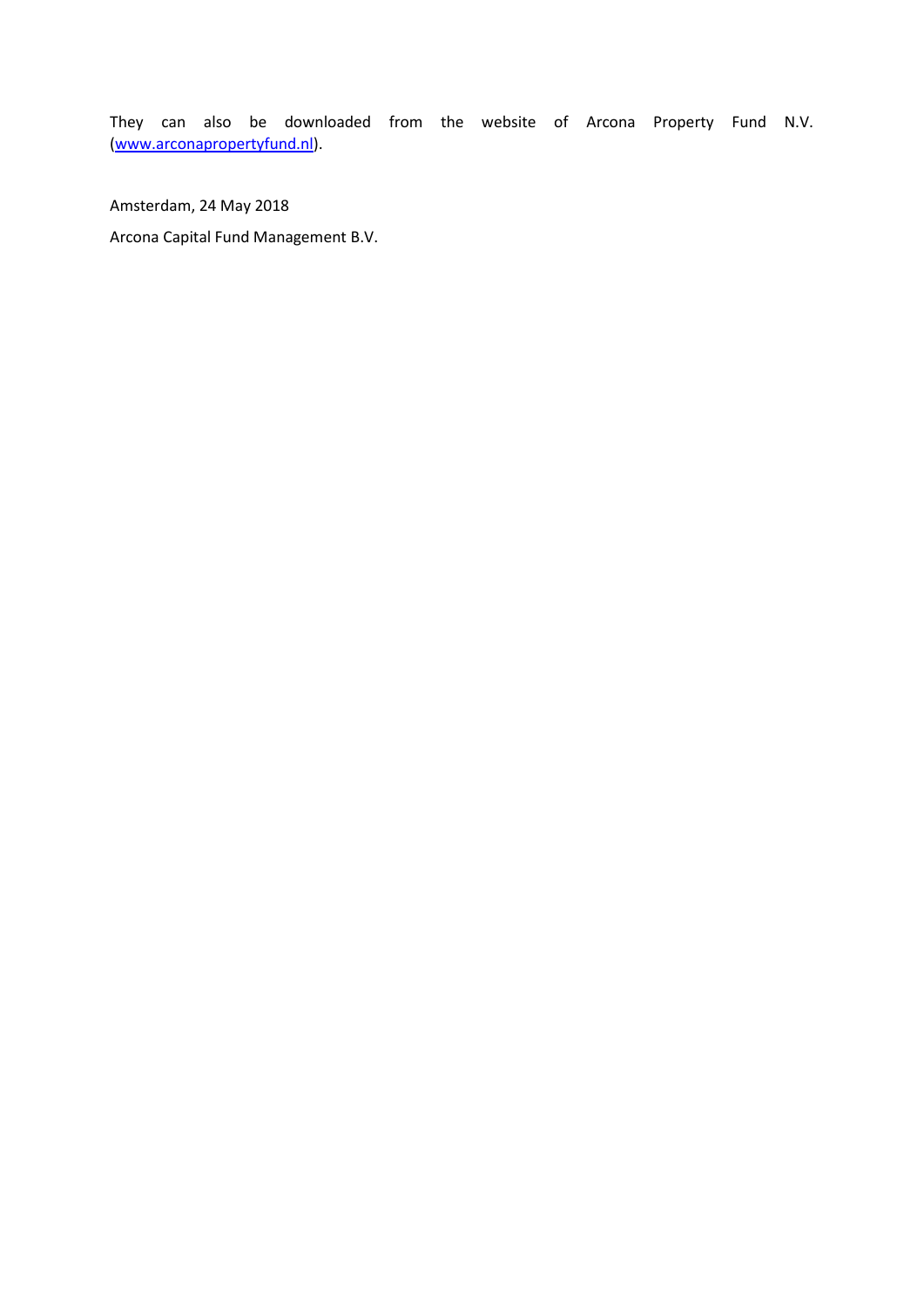They can also be downloaded from the website of Arcona Property Fund N.V. (www.arconapropertyfund.nl).

Amsterdam, 24 May 2018

Arcona Capital Fund Management B.V.